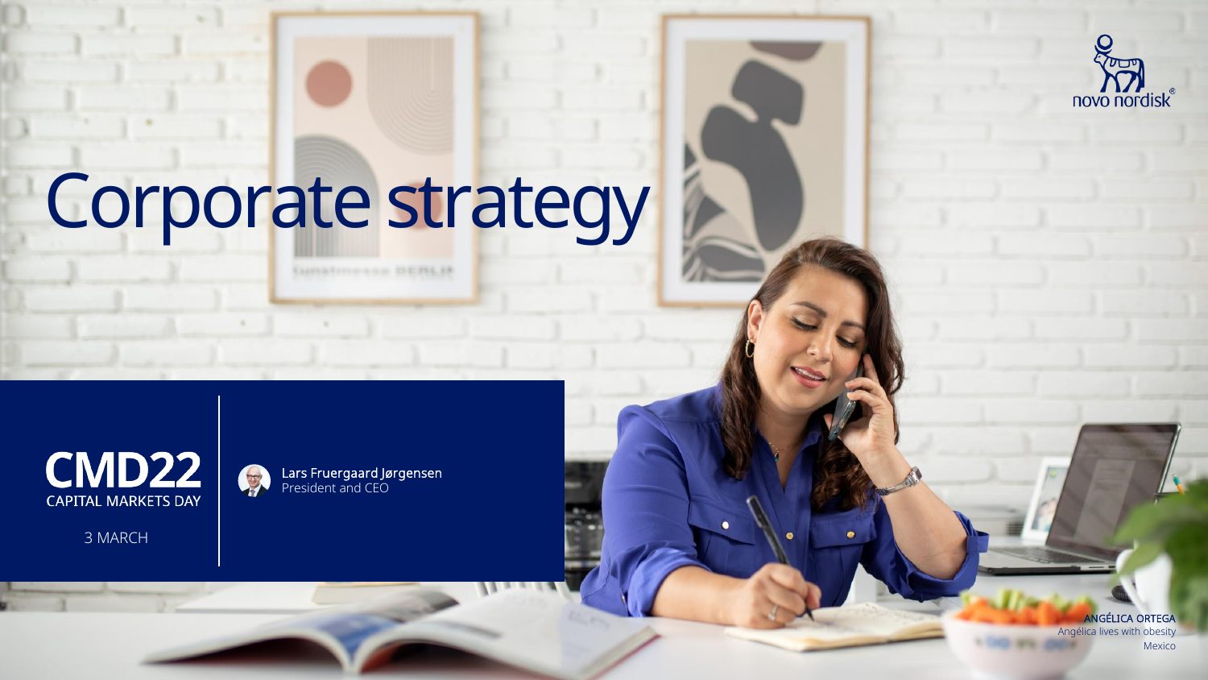novo nordisk®

# Corporate strategy

**CMD22**
CAPITAL MARKETS DAY

3 MARCH

Lars Fruergaard Jørgensen
President and CEO

ANGÉLICA ORTEGA
Angélica lives with obesity
Mexico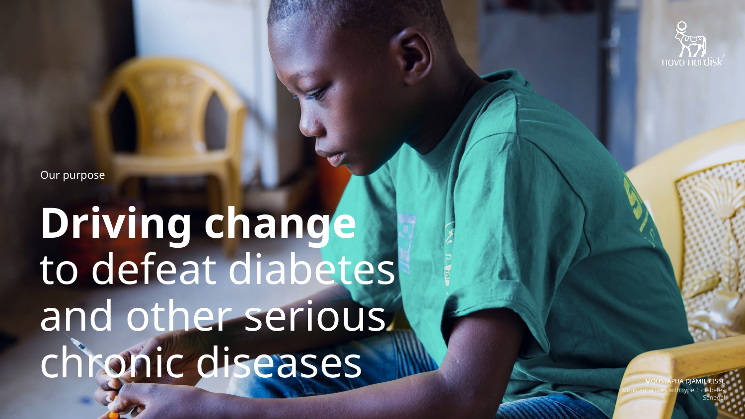Our purpose

# **Driving change** to defeat diabetes and other serious chronic diseases

MOUSTAPHA DJAMIL CISSE
Moustapha lives with type 1 diabetes
Senegal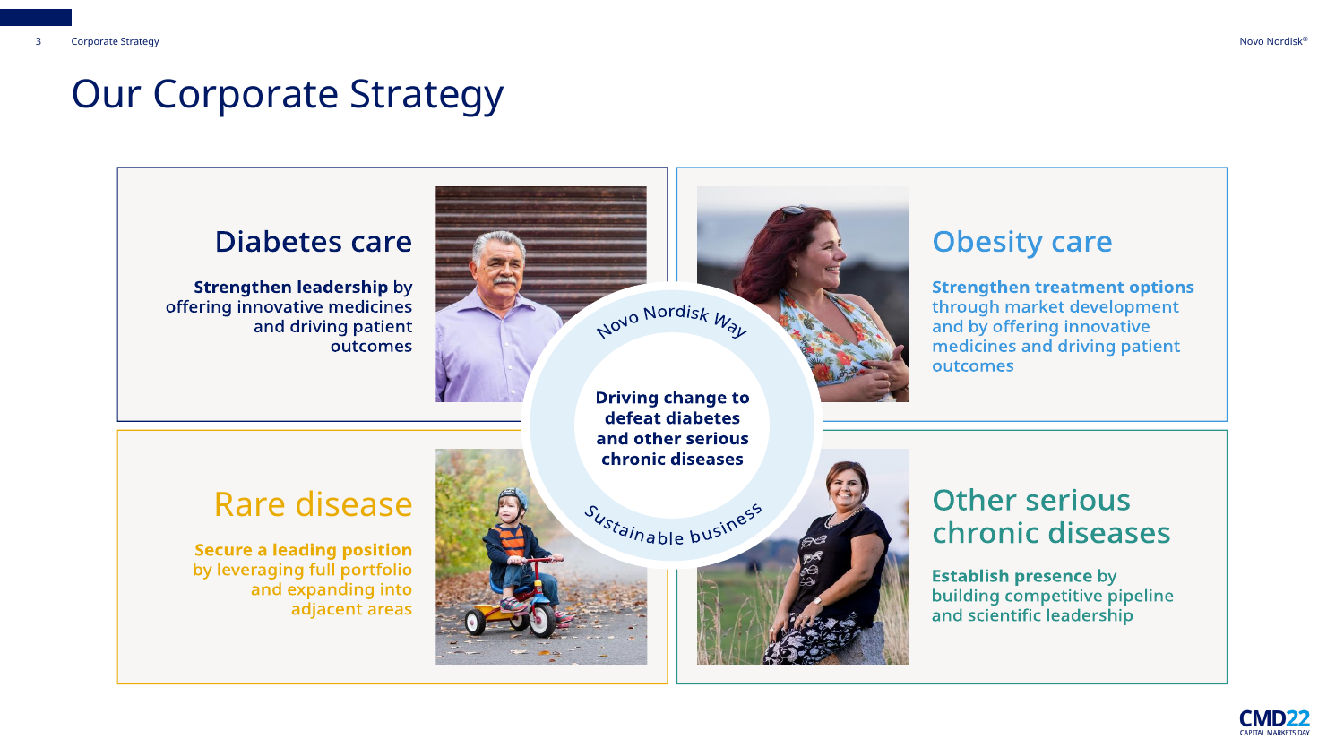# Our Corporate Strategy

## Diabetes care

**Strengthen leadership** by offering innovative medicines and driving patient outcomes

## Obesity care

**Strengthen treatment options** through market development and by offering innovative medicines and driving patient outcomes

## Rare disease

**Secure a leading position** by leveraging full portfolio and expanding into adjacent areas

## Other serious chronic diseases

**Establish presence** by building competitive pipeline and scientific leadership

**Novo Nordisk Way**

**Driving change to defeat diabetes and other serious chronic diseases**

**Sustainable business**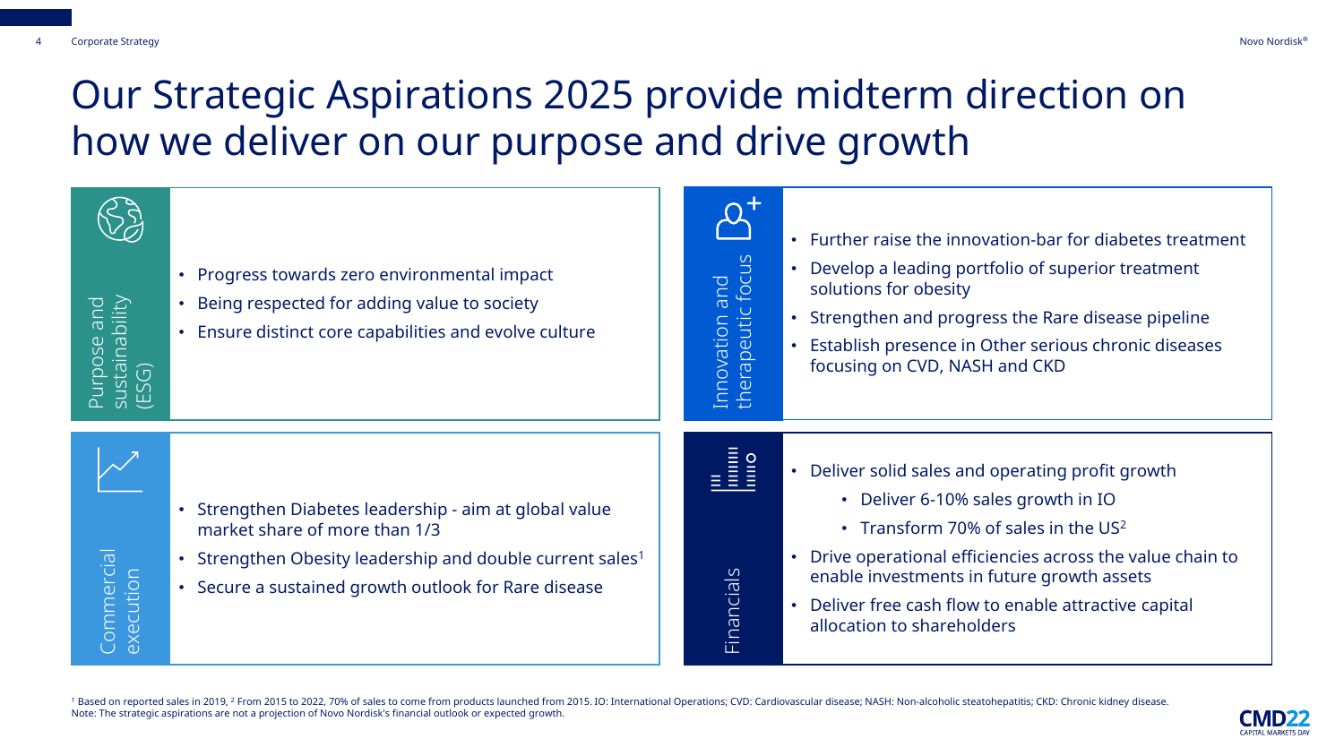# Our Strategic Aspirations 2025 provide midterm direction on how we deliver on our purpose and drive growth

## Purpose and sustainability (ESG)

- Progress towards zero environmental impact
- Being respected for adding value to society
- Ensure distinct core capabilities and evolve culture

## Innovation and therapeutic focus

- Further raise the innovation-bar for diabetes treatment
- Develop a leading portfolio of superior treatment solutions for obesity
- Strengthen and progress the Rare disease pipeline
- Establish presence in Other serious chronic diseases focusing on CVD, NASH and CKD

## Commercial execution

- Strengthen Diabetes leadership - aim at global value market share of more than 1/3
- Strengthen Obesity leadership and double current sales[1]
- Secure a sustained growth outlook for Rare disease

## Financials

- Deliver solid sales and operating profit growth
  - Deliver 6-10% sales growth in IO
  - Transform 70% of sales in the US[2]
- Drive operational efficiencies across the value chain to enable investments in future growth assets
- Deliver free cash flow to enable attractive capital allocation to shareholders

[1] Based on reported sales in 2019, [2] From 2015 to 2022, 70% of sales to come from products launched from 2015. IO: International Operations; CVD: Cardiovascular disease; NASH: Non-alcoholic steatohepatitis; CKD: Chronic kidney disease.
Note: The strategic aspirations are not a projection of Novo Nordisk's financial outlook or expected growth.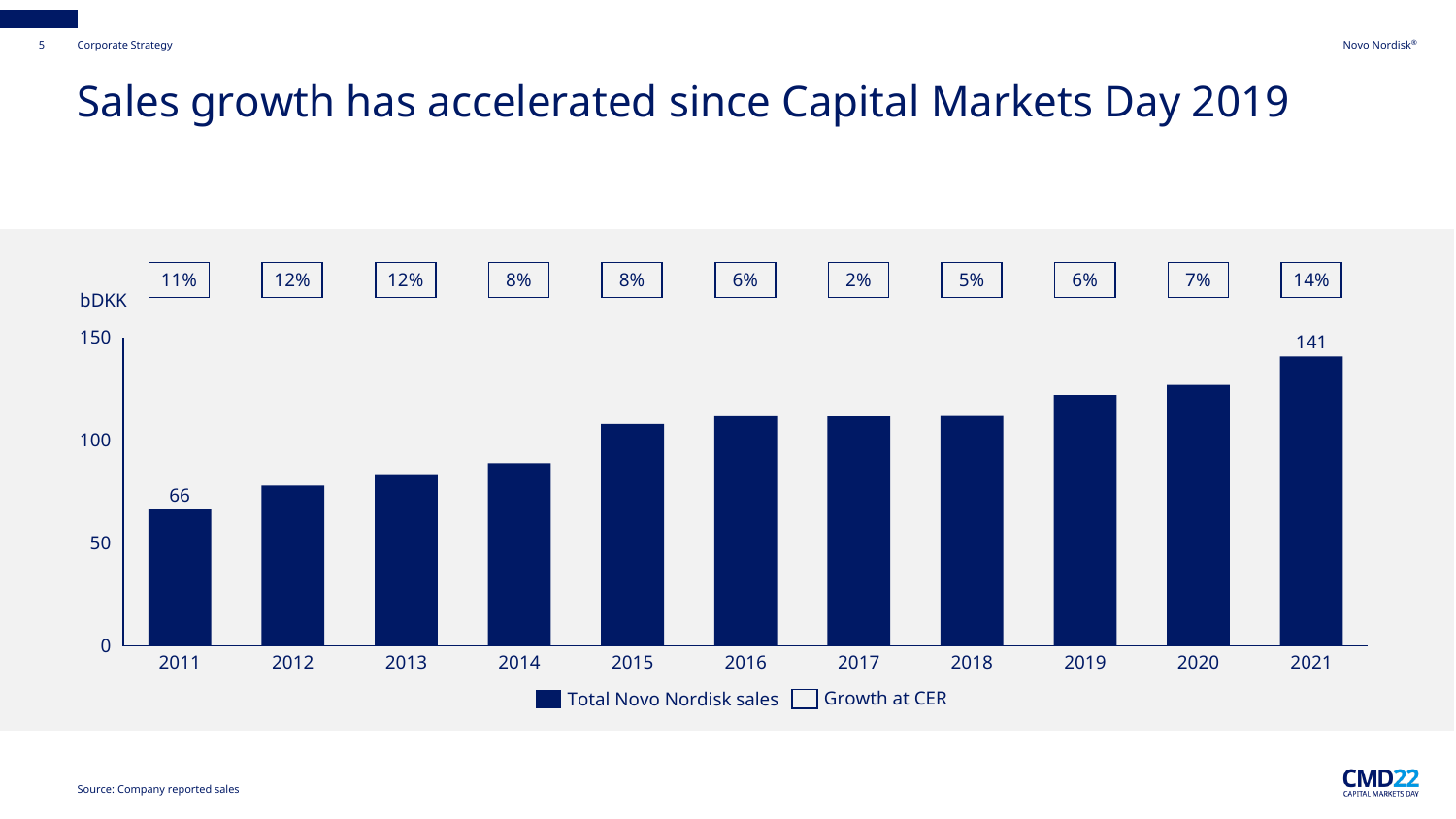# Sales growth has accelerated since Capital Markets Day 2019

| | 2011 | 2012 | 2013 | 2014 | 2015 | 2016 | 2017 | 2018 | 2019 | 2020 | 2021 |
|---|---|---|---|---|---|---|---|---|---|---|---|
| Total Novo Nordisk sales (bDKK) | 66 | | | | | | | | | | 141 |
| Growth at CER | 11% | 12% | 12% | 8% | 8% | 6% | 2% | 5% | 6% | 7% | 14% |

Source: Company reported sales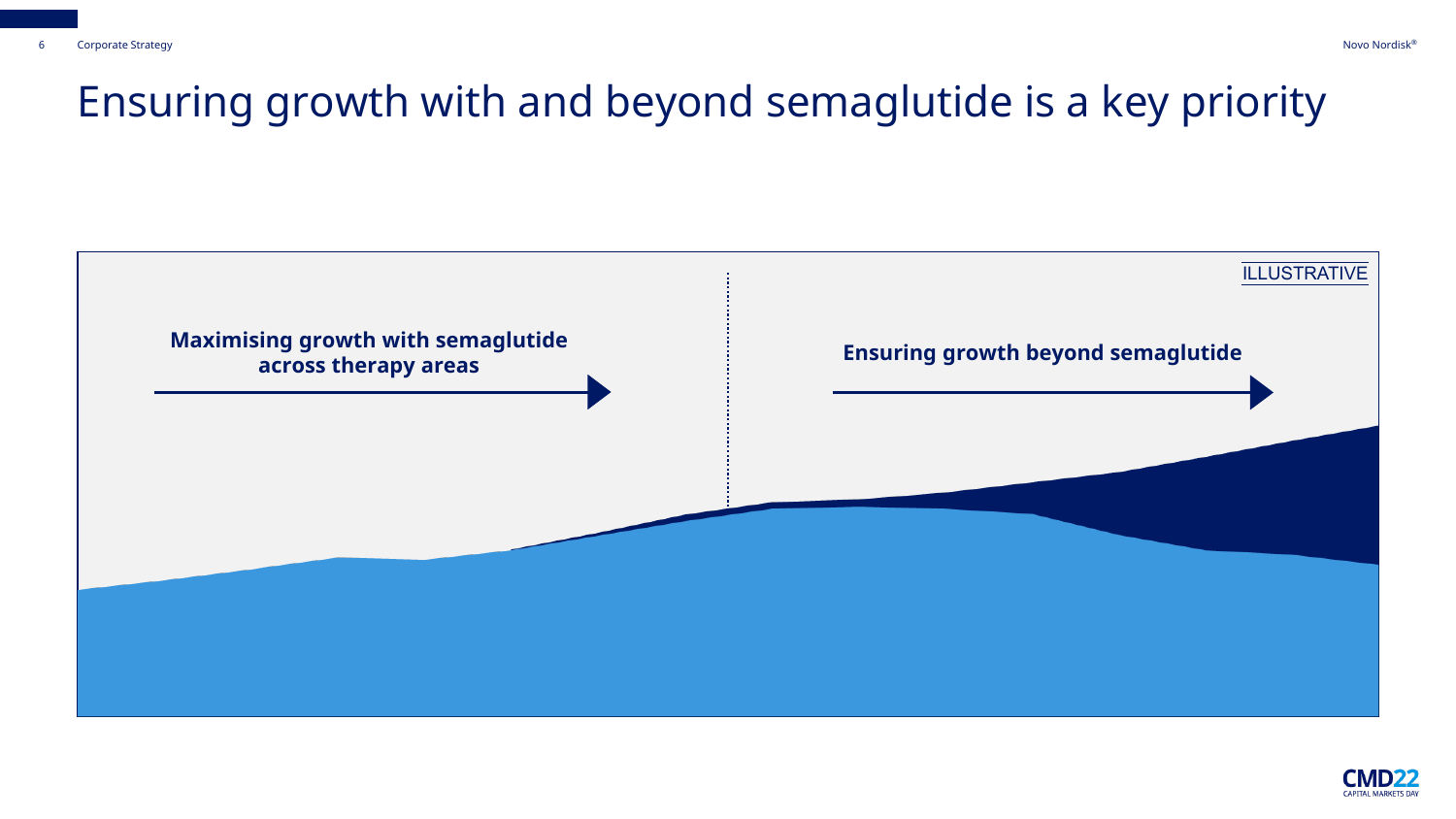# Ensuring growth with and beyond semaglutide is a key priority

ILLUSTRATIVE

**Maximising growth with semaglutide across therapy areas**

**Ensuring growth beyond semaglutide**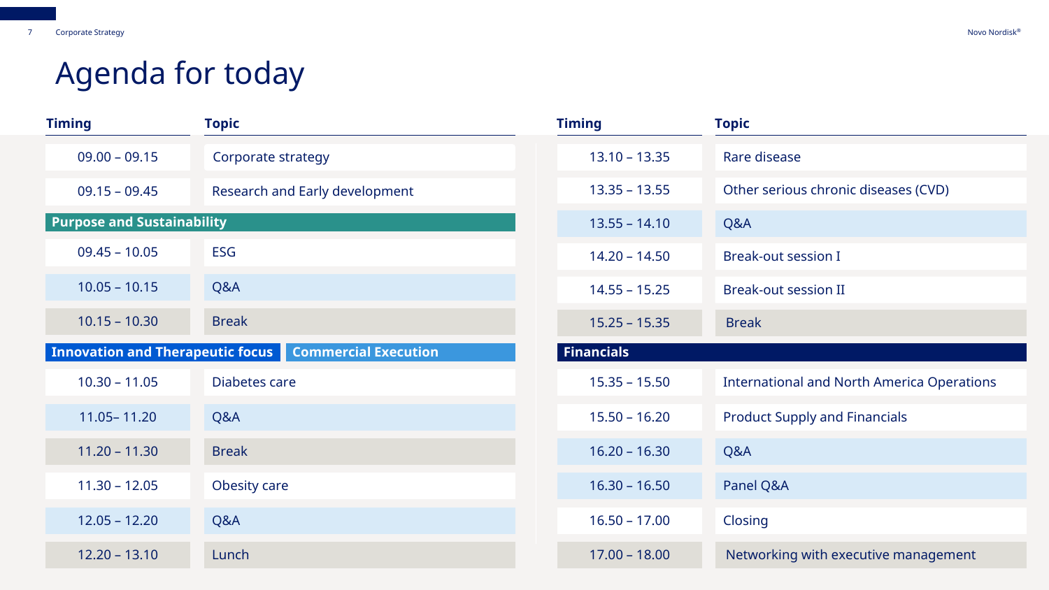# Agenda for today

| Timing | Topic |
|---|---|
| 09.00 – 09.15 | Corporate strategy |
| 09.15 – 09.45 | Research and Early development |
| **Purpose and Sustainability** | |
| 09.45 – 10.05 | ESG |
| 10.05 – 10.15 | Q&A |
| 10.15 – 10.30 | Break |
| **Innovation and Therapeutic focus** | **Commercial Execution** |
| 10.30 – 11.05 | Diabetes care |
| 11.05– 11.20 | Q&A |
| 11.20 – 11.30 | Break |
| 11.30 – 12.05 | Obesity care |
| 12.05 – 12.20 | Q&A |
| 12.20 – 13.10 | Lunch |
| 13.10 – 13.35 | Rare disease |
| 13.35 – 13.55 | Other serious chronic diseases (CVD) |
| 13.55 – 14.10 | Q&A |
| 14.20 – 14.50 | Break-out session I |
| 14.55 – 15.25 | Break-out session II |
| 15.25 – 15.35 | Break |
| **Financials** | |
| 15.35 – 15.50 | International and North America Operations |
| 15.50 – 16.20 | Product Supply and Financials |
| 16.20 – 16.30 | Q&A |
| 16.30 – 16.50 | Panel Q&A |
| 16.50 – 17.00 | Closing |
| 17.00 – 18.00 | Networking with executive management |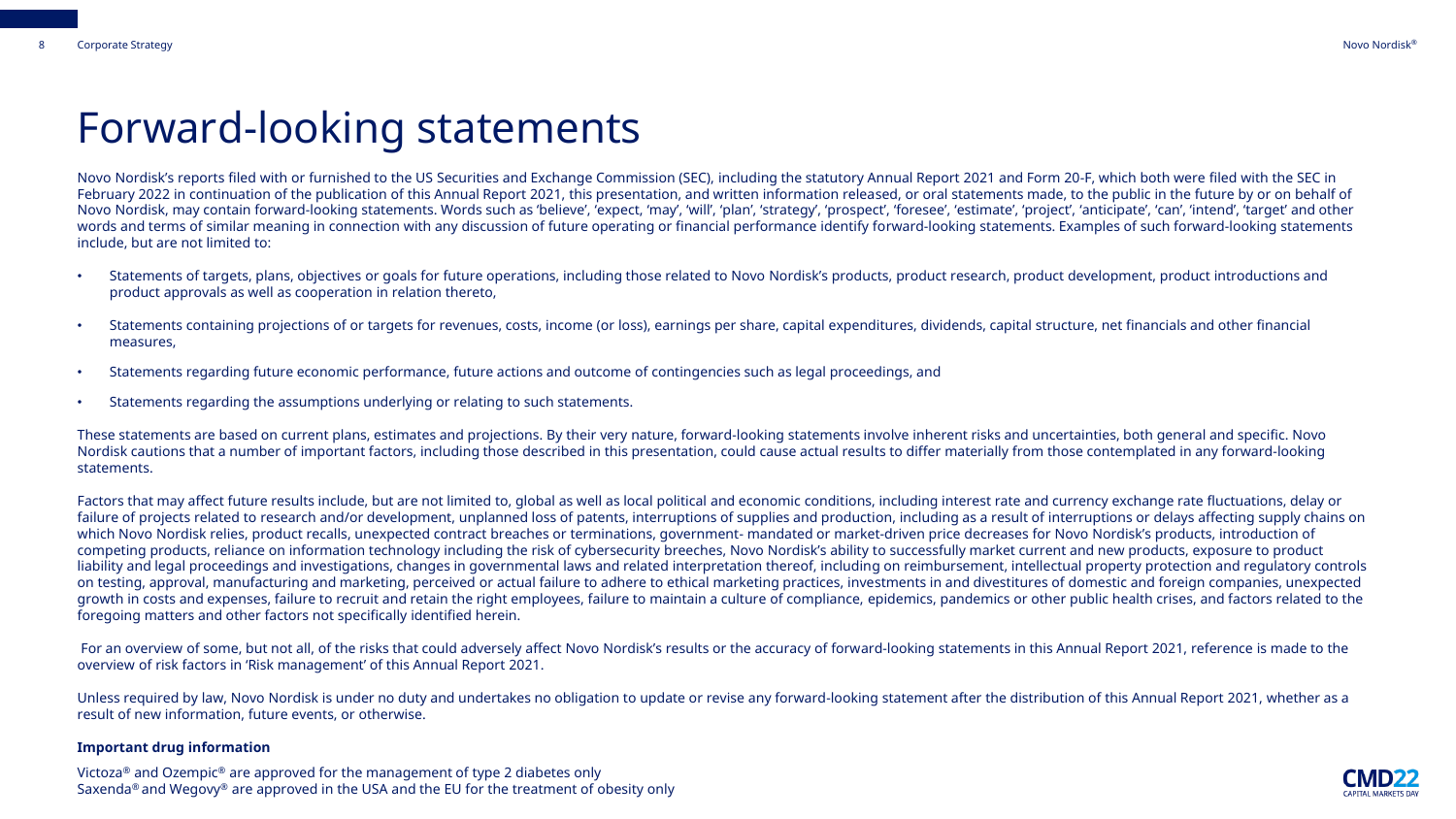# Forward-looking statements

Novo Nordisk's reports filed with or furnished to the US Securities and Exchange Commission (SEC), including the statutory Annual Report 2021 and Form 20-F, which both were filed with the SEC in February 2022 in continuation of the publication of this Annual Report 2021, this presentation, and written information released, or oral statements made, to the public in the future by or on behalf of Novo Nordisk, may contain forward-looking statements. Words such as 'believe', 'expect, 'may', 'will', 'plan', 'strategy', 'prospect', 'foresee', 'estimate', 'project', 'anticipate', 'can', 'intend', 'target' and other words and terms of similar meaning in connection with any discussion of future operating or financial performance identify forward-looking statements. Examples of such forward-looking statements include, but are not limited to:

- Statements of targets, plans, objectives or goals for future operations, including those related to Novo Nordisk's products, product research, product development, product introductions and product approvals as well as cooperation in relation thereto,
- Statements containing projections of or targets for revenues, costs, income (or loss), earnings per share, capital expenditures, dividends, capital structure, net financials and other financial measures,
- Statements regarding future economic performance, future actions and outcome of contingencies such as legal proceedings, and
- Statements regarding the assumptions underlying or relating to such statements.

These statements are based on current plans, estimates and projections. By their very nature, forward-looking statements involve inherent risks and uncertainties, both general and specific. Novo Nordisk cautions that a number of important factors, including those described in this presentation, could cause actual results to differ materially from those contemplated in any forward-looking statements.

Factors that may affect future results include, but are not limited to, global as well as local political and economic conditions, including interest rate and currency exchange rate fluctuations, delay or failure of projects related to research and/or development, unplanned loss of patents, interruptions of supplies and production, including as a result of interruptions or delays affecting supply chains on which Novo Nordisk relies, product recalls, unexpected contract breaches or terminations, government- mandated or market-driven price decreases for Novo Nordisk's products, introduction of competing products, reliance on information technology including the risk of cybersecurity breeches, Novo Nordisk's ability to successfully market current and new products, exposure to product liability and legal proceedings and investigations, changes in governmental laws and related interpretation thereof, including on reimbursement, intellectual property protection and regulatory controls on testing, approval, manufacturing and marketing, perceived or actual failure to adhere to ethical marketing practices, investments in and divestitures of domestic and foreign companies, unexpected growth in costs and expenses, failure to recruit and retain the right employees, failure to maintain a culture of compliance, epidemics, pandemics or other public health crises, and factors related to the foregoing matters and other factors not specifically identified herein.

For an overview of some, but not all, of the risks that could adversely affect Novo Nordisk's results or the accuracy of forward-looking statements in this Annual Report 2021, reference is made to the overview of risk factors in 'Risk management' of this Annual Report 2021.

Unless required by law, Novo Nordisk is under no duty and undertakes no obligation to update or revise any forward-looking statement after the distribution of this Annual Report 2021, whether as a result of new information, future events, or otherwise.

**Important drug information**

Victoza® and Ozempic® are approved for the management of type 2 diabetes only
Saxenda® and Wegovy® are approved in the USA and the EU for the treatment of obesity only

CMD22 CAPITAL MARKETS DAY